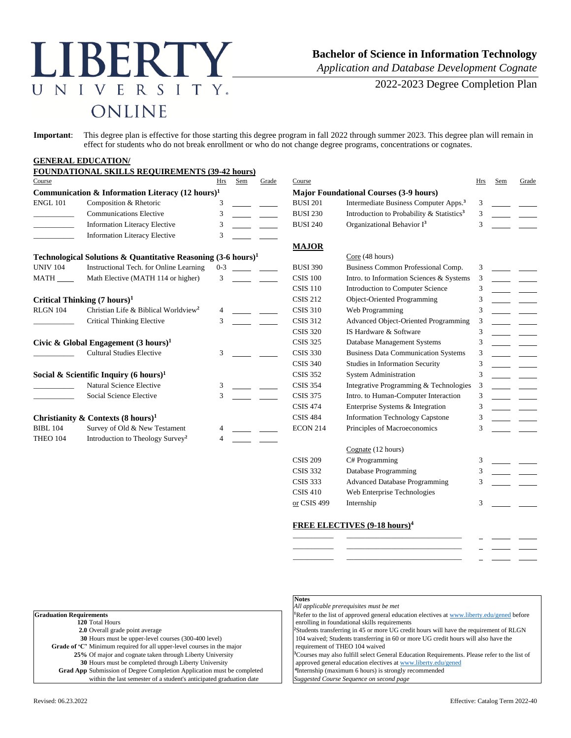# LIBERTY UNIVERSITY ONLINE

## Bachelor of Science in Information Technology

*Application and Database Development Cognate*

2022-2023 Degree Completion Plan

**Important**: This degree plan is effective for those starting this degree program in fall 2022 through summer 2023. This degree plan will remain in effect for students who do not break enrollment or who do not change degree programs, concentrations or cognates.

### GENERAL EDUCATION/ FOUNDATIONAL SKILLS REQUIREMENTS (39-42 hours)

| Course | | Hrs | Sem | Grade |
|---|---|---|---|---|
| **Communication & Information Literacy (12 hours)[1]** | | | | |
| ENGL 101 | Composition & Rhetoric | 3 | | |
| ______ | Communications Elective | 3 | | |
| ______ | Information Literacy Elective | 3 | | |
| ______ | Information Literacy Elective | 3 | | |
| **Technological Solutions & Quantitative Reasoning (3-6 hours)[1]** | | | | |
| UNIV 104 | Instructional Tech. for Online Learning | 0-3 | | |
| MATH ____ | Math Elective (MATH 114 or higher) | 3 | | |
| **Critical Thinking (7 hours)[1]** | | | | |
| RLGN 104 | Christian Life & Biblical Worldview[2] | 4 | | |
| ______ | Critical Thinking Elective | 3 | | |
| **Civic & Global Engagement (3 hours)[1]** | | | | |
| ______ | Cultural Studies Elective | 3 | | |
| **Social & Scientific Inquiry (6 hours)[1]** | | | | |
| ______ | Natural Science Elective | 3 | | |
| ______ | Social Science Elective | 3 | | |
| **Christianity & Contexts (8 hours)[1]** | | | | |
| BIBL 104 | Survey of Old & New Testament | 4 | | |
| THEO 104 | Introduction to Theology Survey[2] | 4 | | |

| Course | | Hrs | Sem | Grade |
|---|---|---|---|---|
| **Major Foundational Courses (3-9 hours)** | | | | |
| BUSI 201 | Intermediate Business Computer Apps.[3] | 3 | | |
| BUSI 230 | Introduction to Probability & Statistics[3] | 3 | | |
| BUSI 240 | Organizational Behavior I[3] | 3 | | |

### MAJOR

| Course | | Hrs | Sem | Grade |
|---|---|---|---|---|
| | Core (48 hours) | | | |
| BUSI 390 | Business Common Professional Comp. | 3 | | |
| CSIS 100 | Intro. to Information Sciences & Systems | 3 | | |
| CSIS 110 | Introduction to Computer Science | 3 | | |
| CSIS 212 | Object-Oriented Programming | 3 | | |
| CSIS 310 | Web Programming | 3 | | |
| CSIS 312 | Advanced Object-Oriented Programming | 3 | | |
| CSIS 320 | IS Hardware & Software | 3 | | |
| CSIS 325 | Database Management Systems | 3 | | |
| CSIS 330 | Business Data Communication Systems | 3 | | |
| CSIS 340 | Studies in Information Security | 3 | | |
| CSIS 352 | System Administration | 3 | | |
| CSIS 354 | Integrative Programming & Technologies | 3 | | |
| CSIS 375 | Intro. to Human-Computer Interaction | 3 | | |
| CSIS 474 | Enterprise Systems & Integration | 3 | | |
| CSIS 484 | Information Technology Capstone | 3 | | |
| ECON 214 | Principles of Macroeconomics | 3 | | |
| | Cognate (12 hours) | | | |
| CSIS 209 | C# Programming | 3 | | |
| CSIS 332 | Database Programming | 3 | | |
| CSIS 333 | Advanced Database Programming | 3 | | |
| CSIS 410 or CSIS 499 | Web Enterprise Technologies or Internship | 3 | | |

### FREE ELECTIVES (9-18 hours)[4]

| Course | | Hrs | Sem | Grade |
|---|---|---|---|---|
| ______ | ______ | _ | | |
| ______ | ______ | _ | | |
| ______ | ______ | _ | | |

**Graduation Requirements**

- **120** Total Hours
- **2.0** Overall grade point average
- **30** Hours must be upper-level courses (300-400 level)
- **Grade of 'C'** Minimum required for all upper-level courses in the major
- **25%** Of major and cognate taken through Liberty University
- **30** Hours must be completed through Liberty University
- **Grad App** Submission of Degree Completion Application must be completed within the last semester of a student's anticipated graduation date

**Notes**

*All applicable prerequisites must be met*

[1]Refer to the list of approved general education electives at www.liberty.edu/gened before enrolling in foundational skills requirements

[2]Students transferring in 45 or more UG credit hours will have the requirement of RLGN 104 waived; Students transferring in 60 or more UG credit hours will also have the requirement of THEO 104 waived

[3]Courses may also fulfill select General Education Requirements. Please refer to the list of approved general education electives at www.liberty.edu/gened

[4]Internship (maximum 6 hours) is strongly recommended

*Suggested Course Sequence on second page*

Revised: 06.23.2022

Effective: Catalog Term 2022-40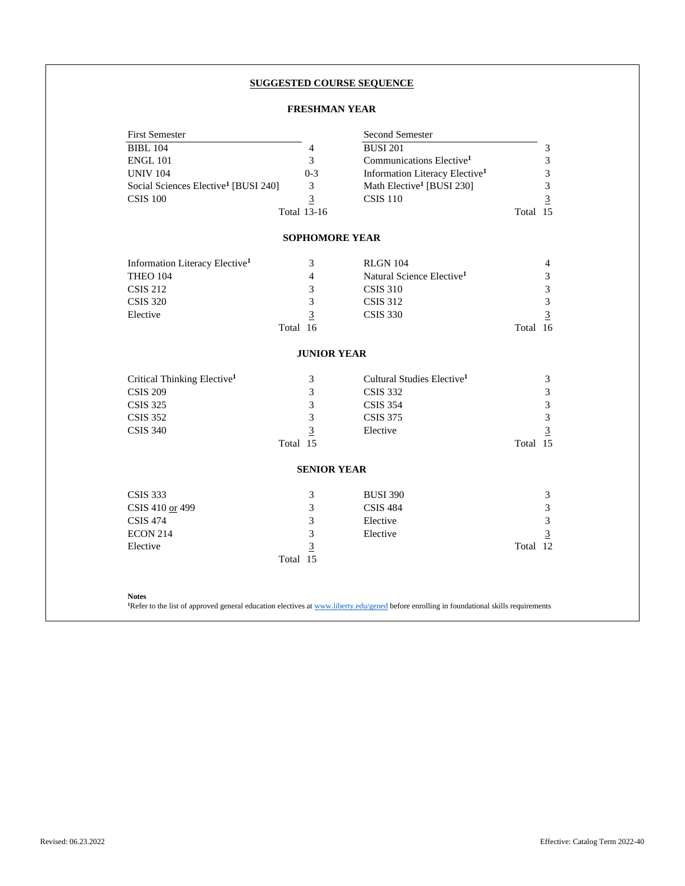## SUGGESTED COURSE SEQUENCE

### FRESHMAN YEAR

| First Semester | | Second Semester | |
|---|---|---|---|
| BIBL 104 | 4 | BUSI 201 | 3 |
| ENGL 101 | 3 | Communications Elective[1] | 3 |
| UNIV 104 | 0-3 | Information Literacy Elective[1] | 3 |
| Social Sciences Elective[1] [BUSI 240] | 3 | Math Elective[1] [BUSI 230] | 3 |
| CSIS 100 | 3 | CSIS 110 | 3 |
| | Total 13-16 | | Total 15 |

### SOPHOMORE YEAR

| | | | |
|---|---|---|---|
| Information Literacy Elective[1] | 3 | RLGN 104 | 4 |
| THEO 104 | 4 | Natural Science Elective[1] | 3 |
| CSIS 212 | 3 | CSIS 310 | 3 |
| CSIS 320 | 3 | CSIS 312 | 3 |
| Elective | 3 | CSIS 330 | 3 |
| | Total 16 | | Total 16 |

### JUNIOR YEAR

| | | | |
|---|---|---|---|
| Critical Thinking Elective[1] | 3 | Cultural Studies Elective[1] | 3 |
| CSIS 209 | 3 | CSIS 332 | 3 |
| CSIS 325 | 3 | CSIS 354 | 3 |
| CSIS 352 | 3 | CSIS 375 | 3 |
| CSIS 340 | 3 | Elective | 3 |
| | Total 15 | | Total 15 |

### SENIOR YEAR

| | | | |
|---|---|---|---|
| CSIS 333 | 3 | BUSI 390 | 3 |
| CSIS 410 or 499 | 3 | CSIS 484 | 3 |
| CSIS 474 | 3 | Elective | 3 |
| ECON 214 | 3 | Elective | 3 |
| Elective | 3 | | Total 12 |
| | Total 15 | | |

**Notes**

[1]Refer to the list of approved general education electives at www.liberty.edu/gened before enrolling in foundational skills requirements

Revised: 06.23.2022

Effective: Catalog Term 2022-40